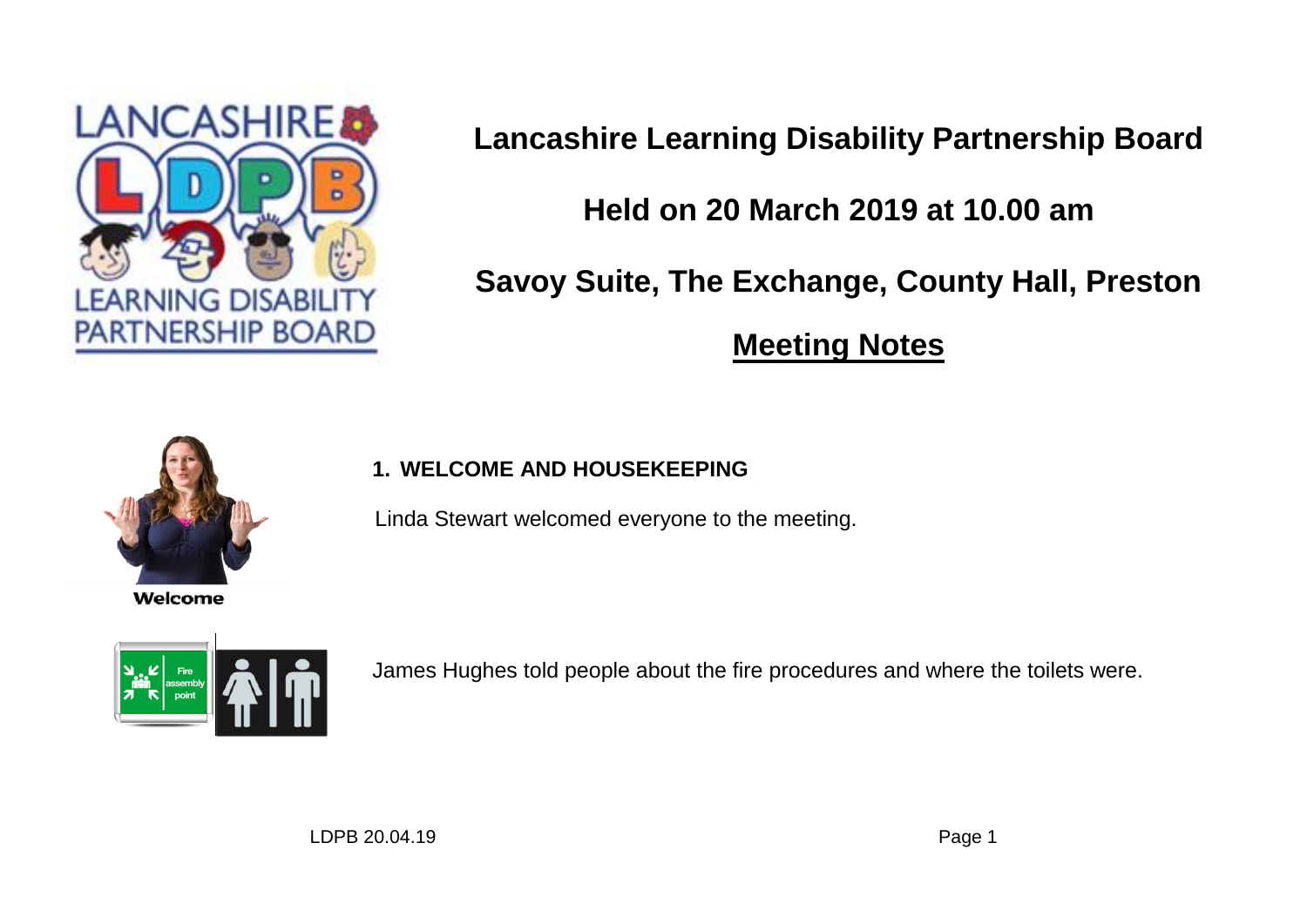# Lancashire Learning Disability Partnership Board

## Held on 20 March 2019 at 10.00 am

## Savoy Suite, The Exchange, County Hall, Preston

## Meeting Notes

Welcome

### 1. WELCOME AND HOUSEKEEPING

Linda Stewart welcomed everyone to the meeting.

James Hughes told people about the fire procedures and where the toilets were.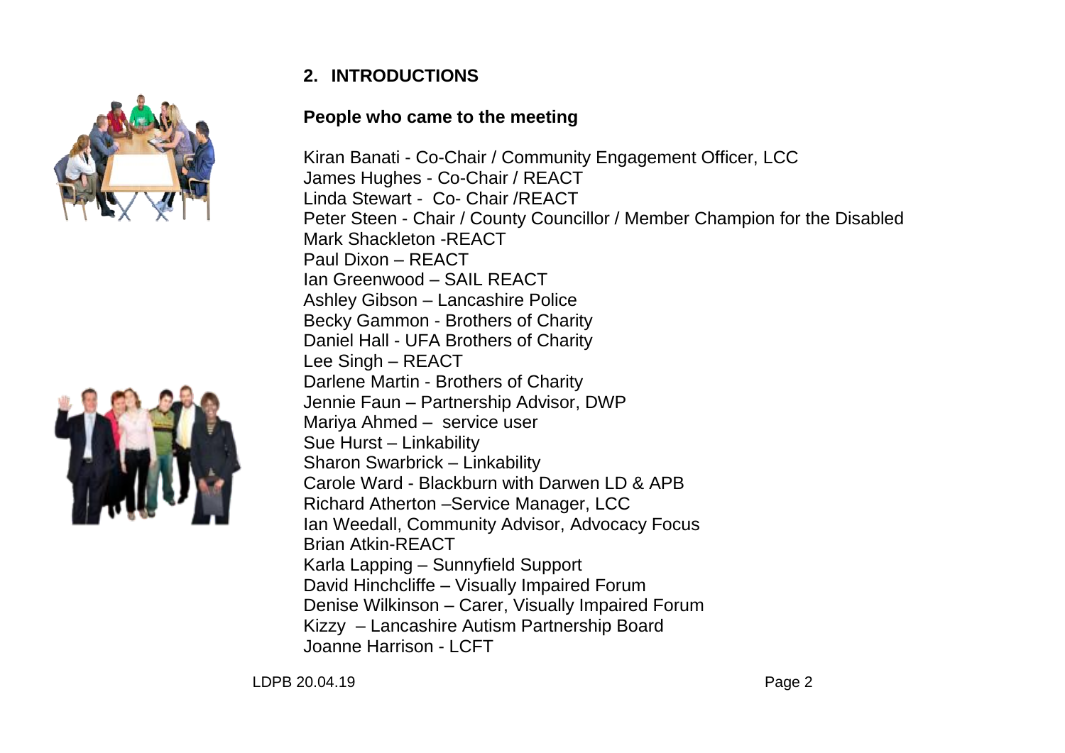## 2. INTRODUCTIONS

**People who came to the meeting**

Kiran Banati - Co-Chair / Community Engagement Officer, LCC
James Hughes - Co-Chair / REACT
Linda Stewart - Co- Chair /REACT
Peter Steen - Chair / County Councillor / Member Champion for the Disabled
Mark Shackleton -REACT
Paul Dixon – REACT
Ian Greenwood – SAIL REACT
Ashley Gibson – Lancashire Police
Becky Gammon - Brothers of Charity
Daniel Hall - UFA Brothers of Charity
Lee Singh – REACT
Darlene Martin - Brothers of Charity
Jennie Faun – Partnership Advisor, DWP
Mariya Ahmed – service user
Sue Hurst – Linkability
Sharon Swarbrick – Linkability
Carole Ward - Blackburn with Darwen LD & APB
Richard Atherton –Service Manager, LCC
Ian Weedall, Community Advisor, Advocacy Focus
Brian Atkin-REACT
Karla Lapping – Sunnyfield Support
David Hinchcliffe – Visually Impaired Forum
Denise Wilkinson – Carer, Visually Impaired Forum
Kizzy – Lancashire Autism Partnership Board
Joanne Harrison - LCFT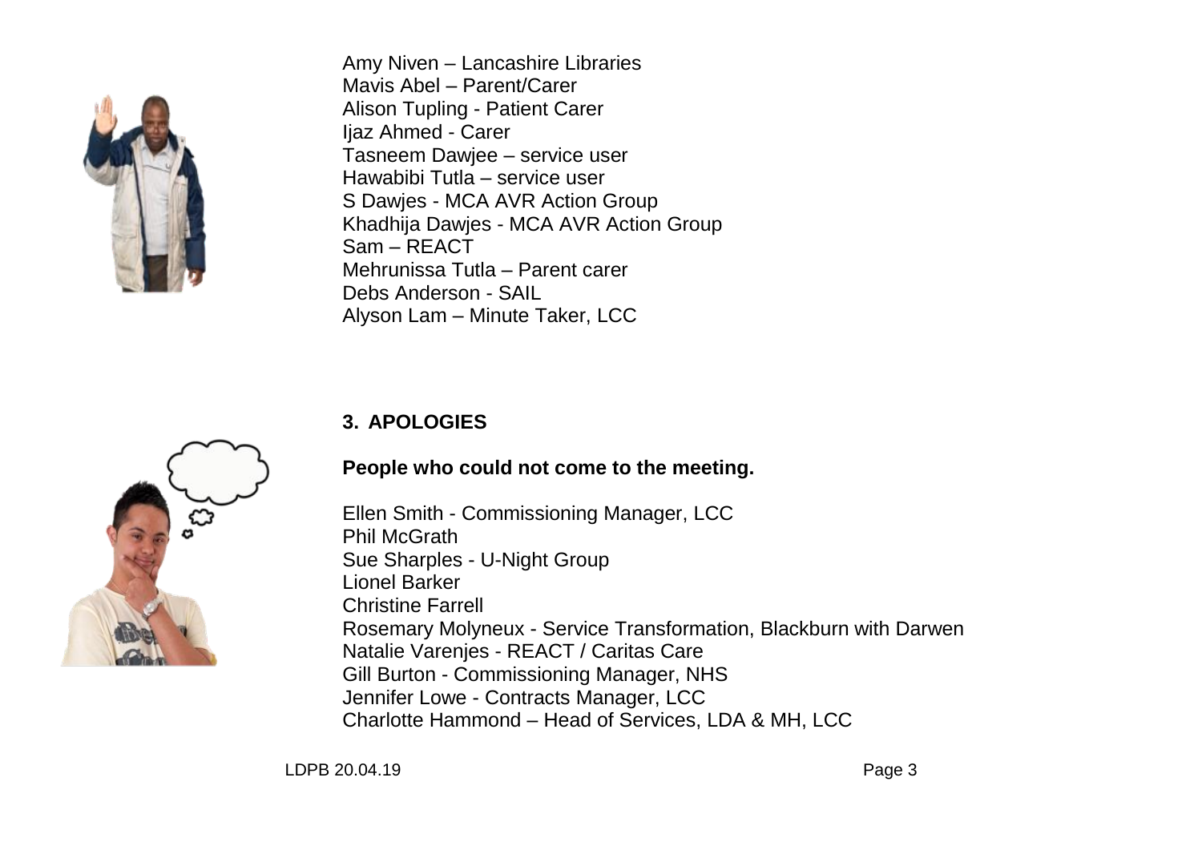Amy Niven – Lancashire Libraries
Mavis Abel – Parent/Carer
Alison Tupling - Patient Carer
Ijaz Ahmed - Carer
Tasneem Dawjee – service user
Hawabibi Tutla – service user
S Dawjes - MCA AVR Action Group
Khadhija Dawjes - MCA AVR Action Group
Sam – REACT
Mehrunissa Tutla – Parent carer
Debs Anderson - SAIL
Alyson Lam – Minute Taker, LCC

## 3. APOLOGIES

**People who could not come to the meeting.**

Ellen Smith - Commissioning Manager, LCC
Phil McGrath
Sue Sharples - U-Night Group
Lionel Barker
Christine Farrell
Rosemary Molyneux - Service Transformation, Blackburn with Darwen
Natalie Varenjes - REACT / Caritas Care
Gill Burton - Commissioning Manager, NHS
Jennifer Lowe - Contracts Manager, LCC
Charlotte Hammond – Head of Services, LDA & MH, LCC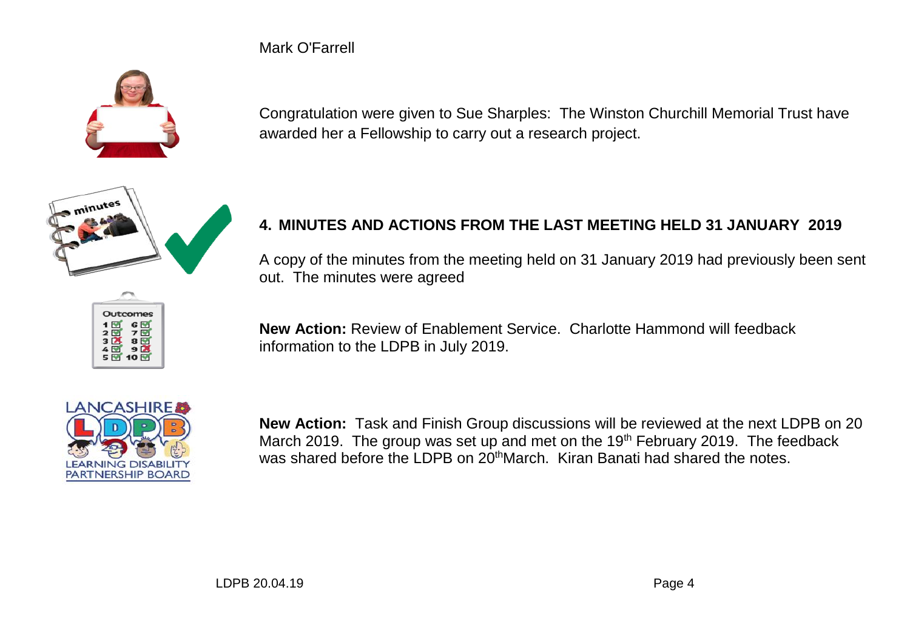Mark O'Farrell

Congratulation were given to Sue Sharples: The Winston Churchill Memorial Trust have awarded her a Fellowship to carry out a research project.

## 4. MINUTES AND ACTIONS FROM THE LAST MEETING HELD 31 JANUARY 2019

A copy of the minutes from the meeting held on 31 January 2019 had previously been sent out. The minutes were agreed

**New Action:** Review of Enablement Service. Charlotte Hammond will feedback information to the LDPB in July 2019.

**New Action:** Task and Finish Group discussions will be reviewed at the next LDPB on 20 March 2019. The group was set up and met on the 19th February 2019. The feedback was shared before the LDPB on 20th March. Kiran Banati had shared the notes.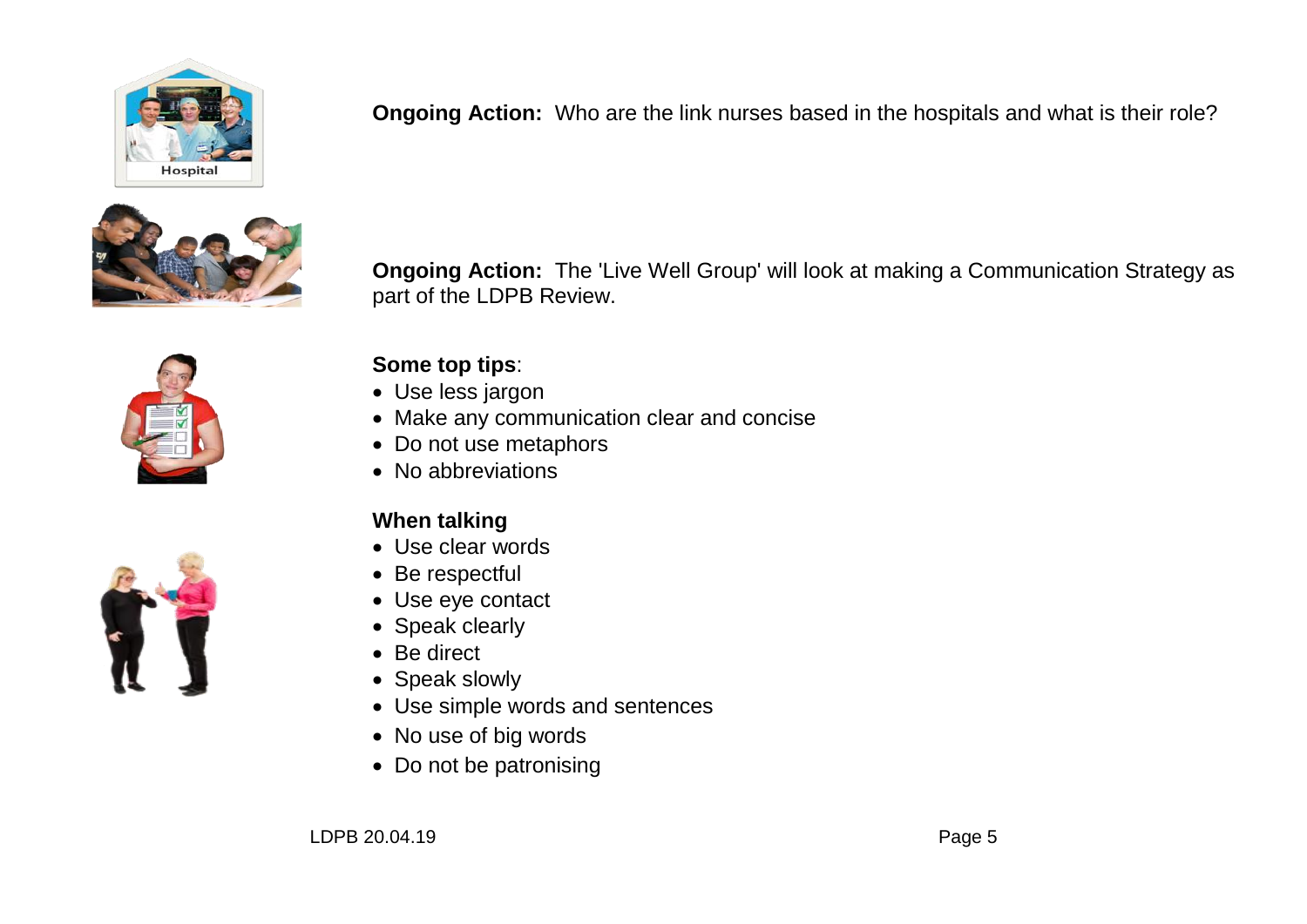**Ongoing Action:** Who are the link nurses based in the hospitals and what is their role?

**Ongoing Action:** The 'Live Well Group' will look at making a Communication Strategy as part of the LDPB Review.

**Some top tips**:

- Use less jargon
- Make any communication clear and concise
- Do not use metaphors
- No abbreviations

**When talking**

- Use clear words
- Be respectful
- Use eye contact
- Speak clearly
- Be direct
- Speak slowly
- Use simple words and sentences
- No use of big words
- Do not be patronising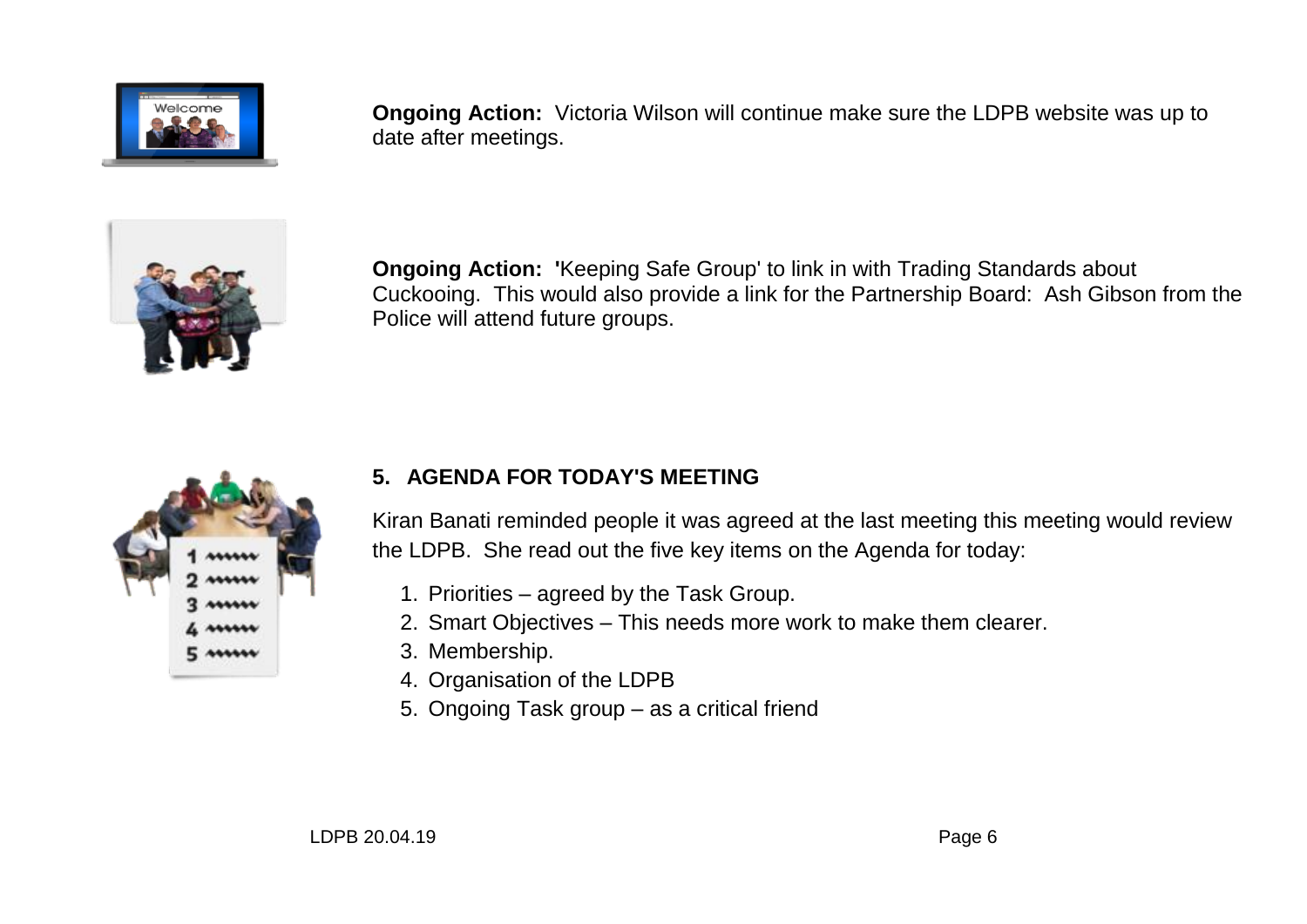**Ongoing Action:** Victoria Wilson will continue make sure the LDPB website was up to date after meetings.

**Ongoing Action:** **'**Keeping Safe Group' to link in with Trading Standards about Cuckooing. This would also provide a link for the Partnership Board: Ash Gibson from the Police will attend future groups.

## 5. AGENDA FOR TODAY'S MEETING

Kiran Banati reminded people it was agreed at the last meeting this meeting would review the LDPB. She read out the five key items on the Agenda for today:

1. Priorities – agreed by the Task Group.
2. Smart Objectives – This needs more work to make them clearer.
3. Membership.
4. Organisation of the LDPB
5. Ongoing Task group – as a critical friend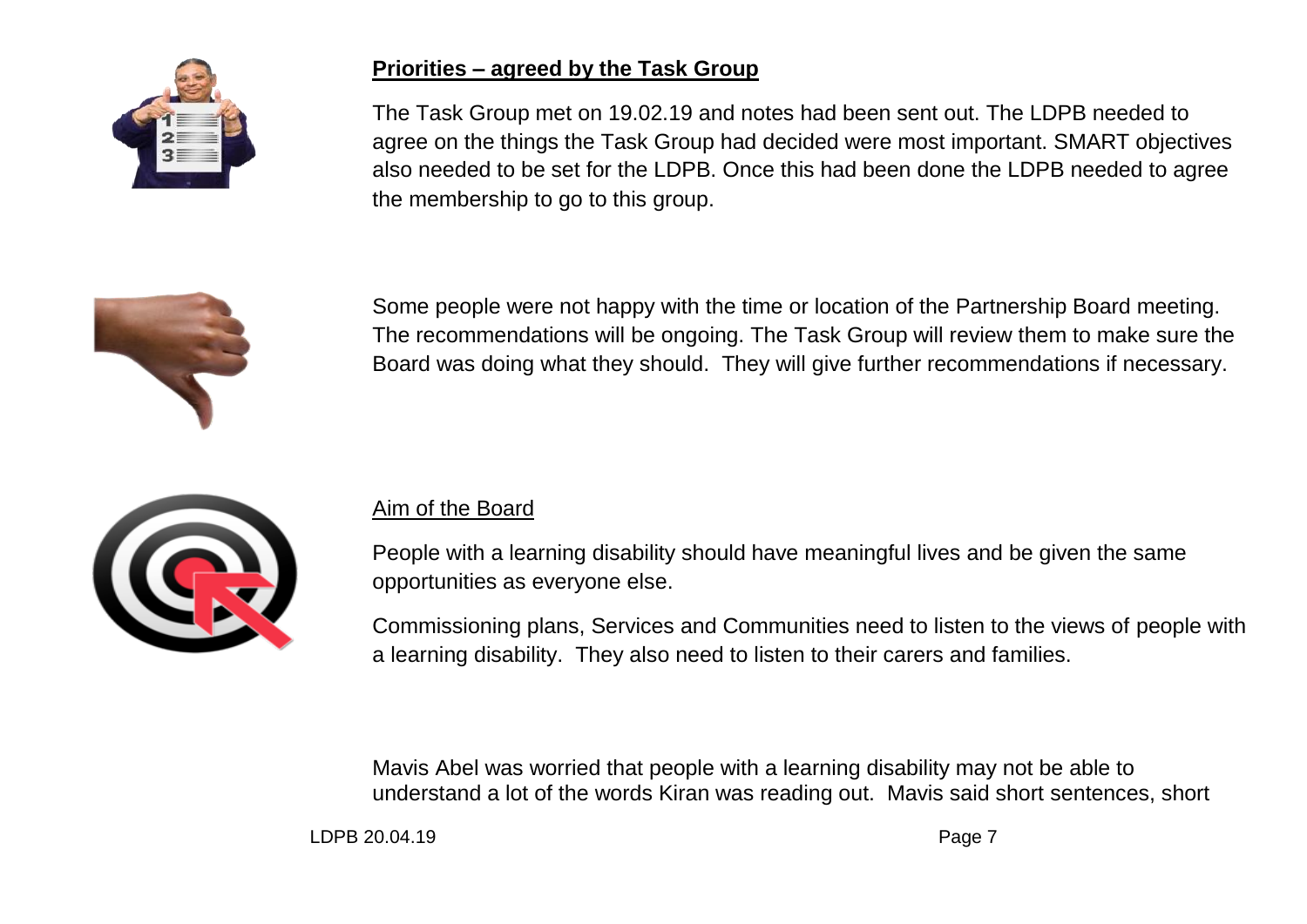## Priorities – agreed by the Task Group

The Task Group met on 19.02.19 and notes had been sent out. The LDPB needed to agree on the things the Task Group had decided were most important. SMART objectives also needed to be set for the LDPB. Once this had been done the LDPB needed to agree the membership to go to this group.

Some people were not happy with the time or location of the Partnership Board meeting. The recommendations will be ongoing. The Task Group will review them to make sure the Board was doing what they should. They will give further recommendations if necessary.

### Aim of the Board

People with a learning disability should have meaningful lives and be given the same opportunities as everyone else.

Commissioning plans, Services and Communities need to listen to the views of people with a learning disability. They also need to listen to their carers and families.

Mavis Abel was worried that people with a learning disability may not be able to understand a lot of the words Kiran was reading out. Mavis said short sentences, short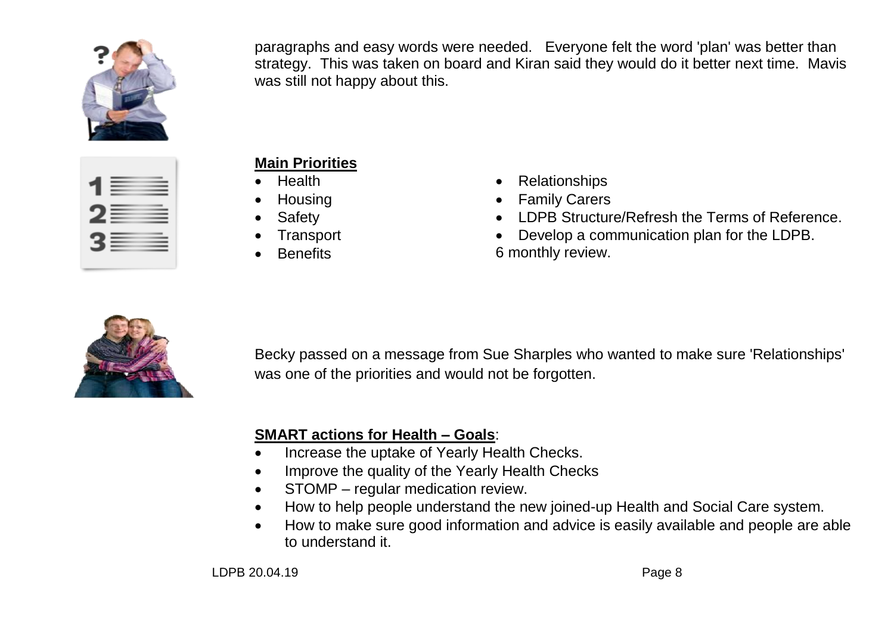paragraphs and easy words were needed. Everyone felt the word 'plan' was better than strategy. This was taken on board and Kiran said they would do it better next time. Mavis was still not happy about this.

**Main Priorities**

- Health
- Housing
- Safety
- Transport
- Benefits
- Relationships
- Family Carers
- LDPB Structure/Refresh the Terms of Reference.
- Develop a communication plan for the LDPB.

6 monthly review.

Becky passed on a message from Sue Sharples who wanted to make sure 'Relationships' was one of the priorities and would not be forgotten.

**SMART actions for Health – Goals**:

- Increase the uptake of Yearly Health Checks.
- Improve the quality of the Yearly Health Checks
- STOMP – regular medication review.
- How to help people understand the new joined-up Health and Social Care system.
- How to make sure good information and advice is easily available and people are able to understand it.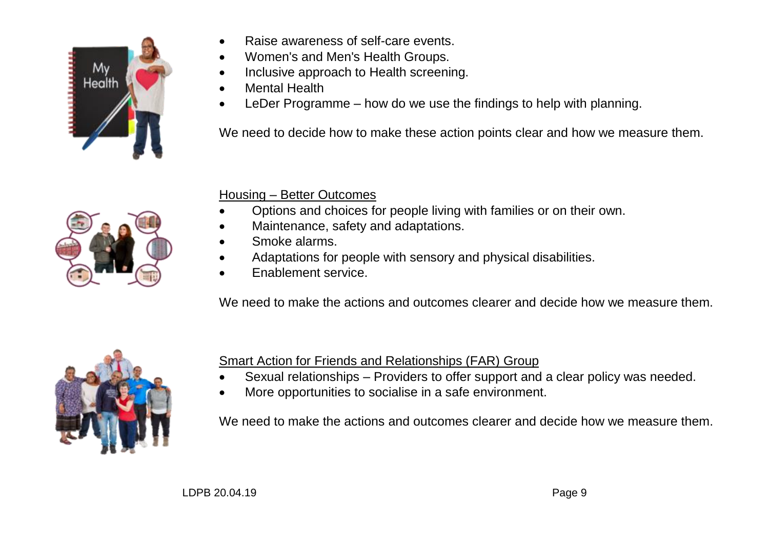- Raise awareness of self-care events.
- Women's and Men's Health Groups.
- Inclusive approach to Health screening.
- Mental Health
- LeDer Programme – how do we use the findings to help with planning.

We need to decide how to make these action points clear and how we measure them.

Housing – Better Outcomes

- Options and choices for people living with families or on their own.
- Maintenance, safety and adaptations.
- Smoke alarms.
- Adaptations for people with sensory and physical disabilities.
- Enablement service.

We need to make the actions and outcomes clearer and decide how we measure them.

Smart Action for Friends and Relationships (FAR) Group

- Sexual relationships – Providers to offer support and a clear policy was needed.
- More opportunities to socialise in a safe environment.

We need to make the actions and outcomes clearer and decide how we measure them.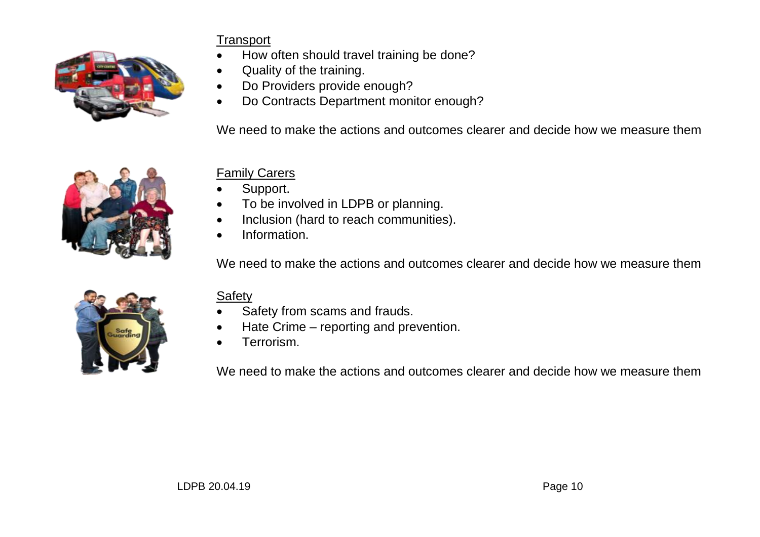Transport

- How often should travel training be done?
- Quality of the training.
- Do Providers provide enough?
- Do Contracts Department monitor enough?

We need to make the actions and outcomes clearer and decide how we measure them

Family Carers

- Support.
- To be involved in LDPB or planning.
- Inclusion (hard to reach communities).
- Information.

We need to make the actions and outcomes clearer and decide how we measure them

Safety

- Safety from scams and frauds.
- Hate Crime – reporting and prevention.
- Terrorism.

We need to make the actions and outcomes clearer and decide how we measure them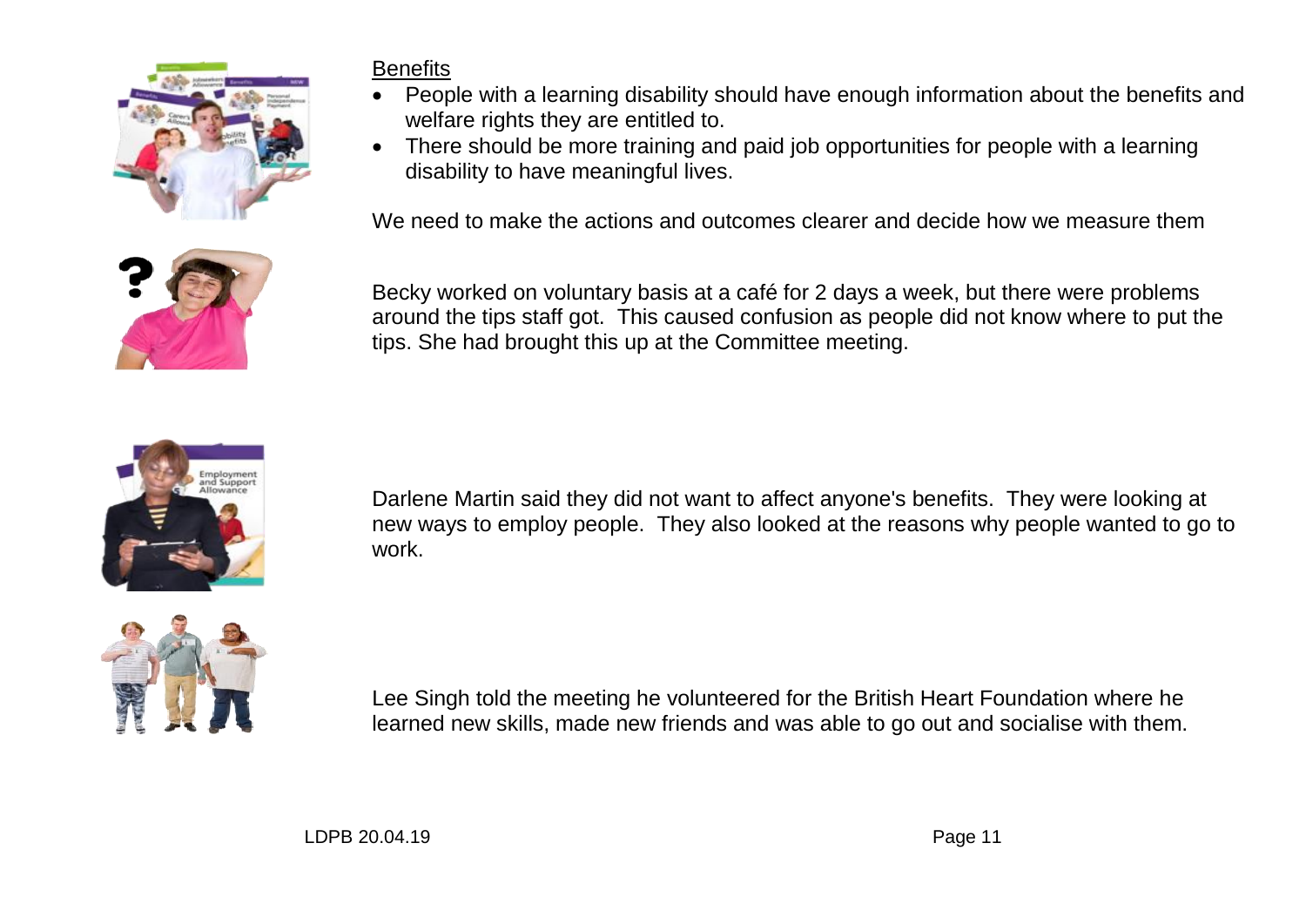Benefits

- People with a learning disability should have enough information about the benefits and welfare rights they are entitled to.
- There should be more training and paid job opportunities for people with a learning disability to have meaningful lives.

We need to make the actions and outcomes clearer and decide how we measure them

Becky worked on voluntary basis at a café for 2 days a week, but there were problems around the tips staff got. This caused confusion as people did not know where to put the tips. She had brought this up at the Committee meeting.

Darlene Martin said they did not want to affect anyone's benefits. They were looking at new ways to employ people. They also looked at the reasons why people wanted to go to work.

Lee Singh told the meeting he volunteered for the British Heart Foundation where he learned new skills, made new friends and was able to go out and socialise with them.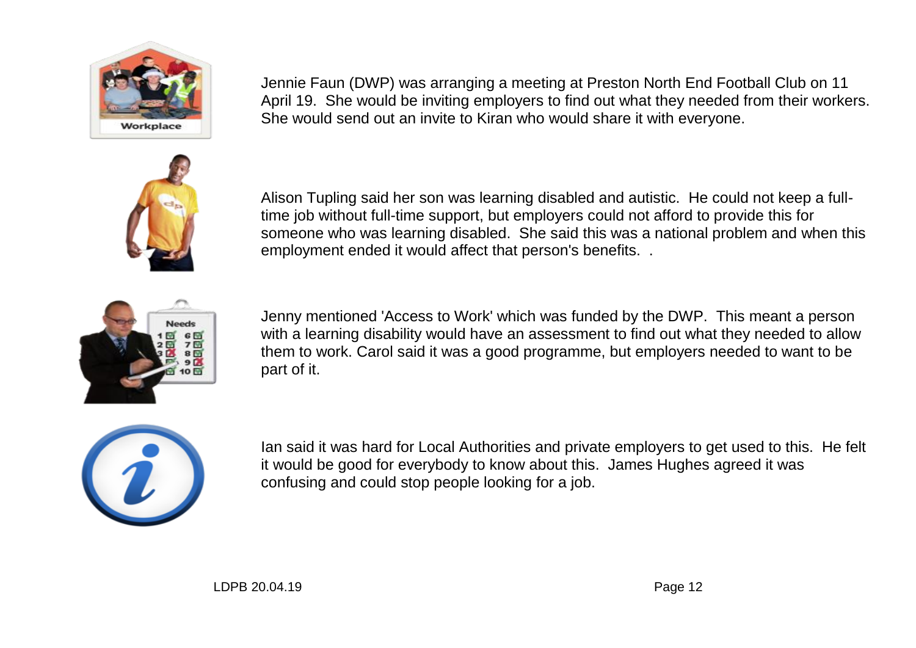Jennie Faun (DWP) was arranging a meeting at Preston North End Football Club on 11 April 19. She would be inviting employers to find out what they needed from their workers. She would send out an invite to Kiran who would share it with everyone.

Alison Tupling said her son was learning disabled and autistic. He could not keep a full-time job without full-time support, but employers could not afford to provide this for someone who was learning disabled. She said this was a national problem and when this employment ended it would affect that person's benefits. .

Jenny mentioned 'Access to Work' which was funded by the DWP. This meant a person with a learning disability would have an assessment to find out what they needed to allow them to work. Carol said it was a good programme, but employers needed to want to be part of it.

Ian said it was hard for Local Authorities and private employers to get used to this. He felt it would be good for everybody to know about this. James Hughes agreed it was confusing and could stop people looking for a job.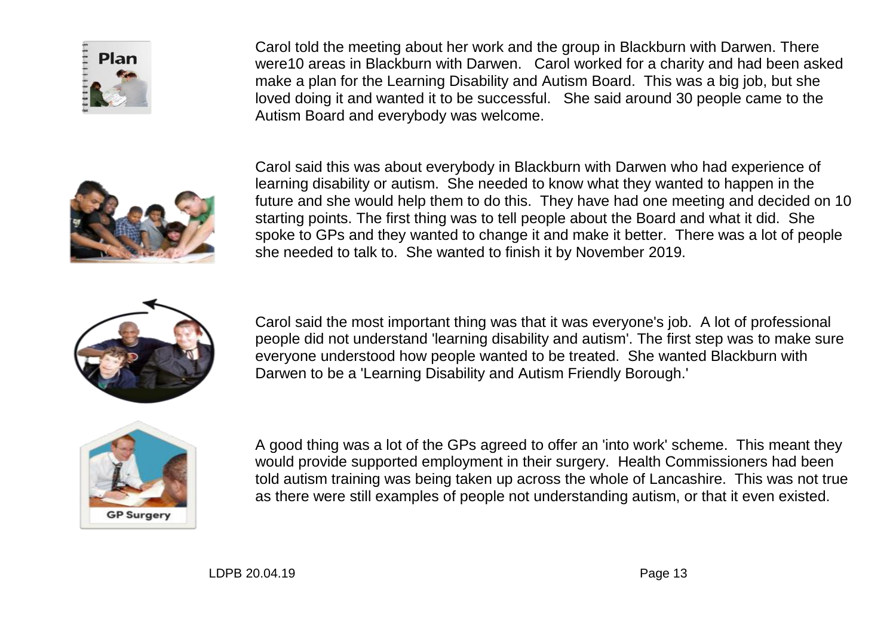Carol told the meeting about her work and the group in Blackburn with Darwen. There were10 areas in Blackburn with Darwen. Carol worked for a charity and had been asked make a plan for the Learning Disability and Autism Board. This was a big job, but she loved doing it and wanted it to be successful. She said around 30 people came to the Autism Board and everybody was welcome.

Carol said this was about everybody in Blackburn with Darwen who had experience of learning disability or autism. She needed to know what they wanted to happen in the future and she would help them to do this. They have had one meeting and decided on 10 starting points. The first thing was to tell people about the Board and what it did. She spoke to GPs and they wanted to change it and make it better. There was a lot of people she needed to talk to. She wanted to finish it by November 2019.

Carol said the most important thing was that it was everyone's job. A lot of professional people did not understand 'learning disability and autism'. The first step was to make sure everyone understood how people wanted to be treated. She wanted Blackburn with Darwen to be a 'Learning Disability and Autism Friendly Borough.'

A good thing was a lot of the GPs agreed to offer an 'into work' scheme. This meant they would provide supported employment in their surgery. Health Commissioners had been told autism training was being taken up across the whole of Lancashire. This was not true as there were still examples of people not understanding autism, or that it even existed.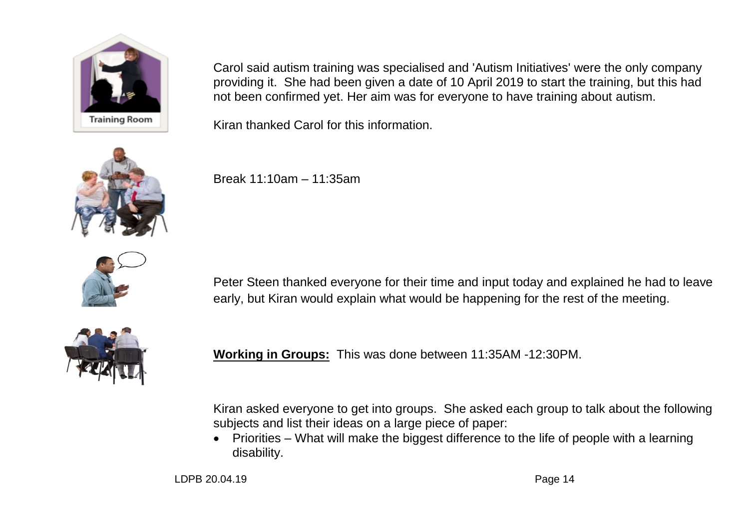Carol said autism training was specialised and 'Autism Initiatives' were the only company providing it. She had been given a date of 10 April 2019 to start the training, but this had not been confirmed yet. Her aim was for everyone to have training about autism.

Kiran thanked Carol for this information.

Break 11:10am – 11:35am

Peter Steen thanked everyone for their time and input today and explained he had to leave early, but Kiran would explain what would be happening for the rest of the meeting.

**Working in Groups:** This was done between 11:35AM -12:30PM.

Kiran asked everyone to get into groups. She asked each group to talk about the following subjects and list their ideas on a large piece of paper:

- Priorities – What will make the biggest difference to the life of people with a learning disability.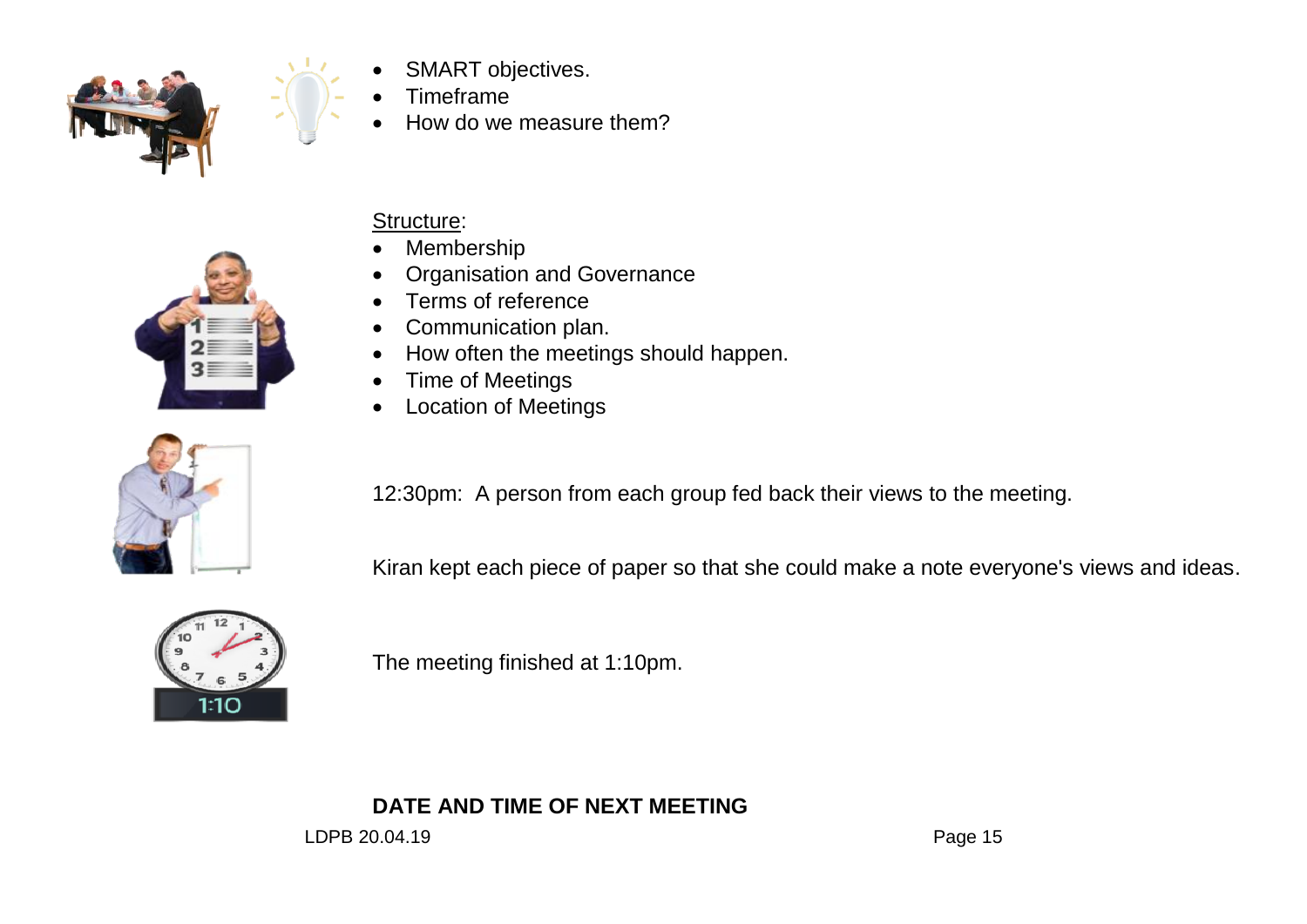- SMART objectives.
- Timeframe
- How do we measure them?

<u>Structure</u>:

- Membership
- Organisation and Governance
- Terms of reference
- Communication plan.
- How often the meetings should happen.
- Time of Meetings
- Location of Meetings

12:30pm: A person from each group fed back their views to the meeting.

Kiran kept each piece of paper so that she could make a note everyone's views and ideas.

The meeting finished at 1:10pm.

**DATE AND TIME OF NEXT MEETING**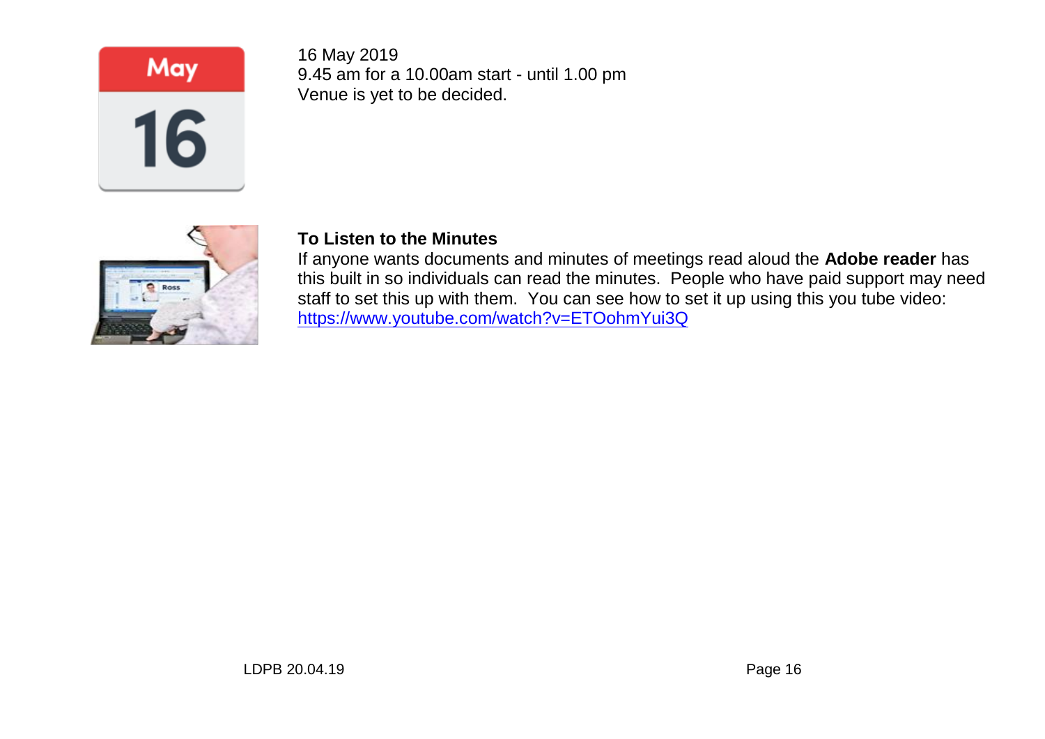16 May 2019
9.45 am for a 10.00am start - until 1.00 pm
Venue is yet to be decided.

**To Listen to the Minutes**
If anyone wants documents and minutes of meetings read aloud the **Adobe reader** has this built in so individuals can read the minutes. People who have paid support may need staff to set this up with them. You can see how to set it up using this you tube video: [https://www.youtube.com/watch?v=ETOohmYui3Q](https://www.youtube.com/watch?v=ETOohmYui3Q)